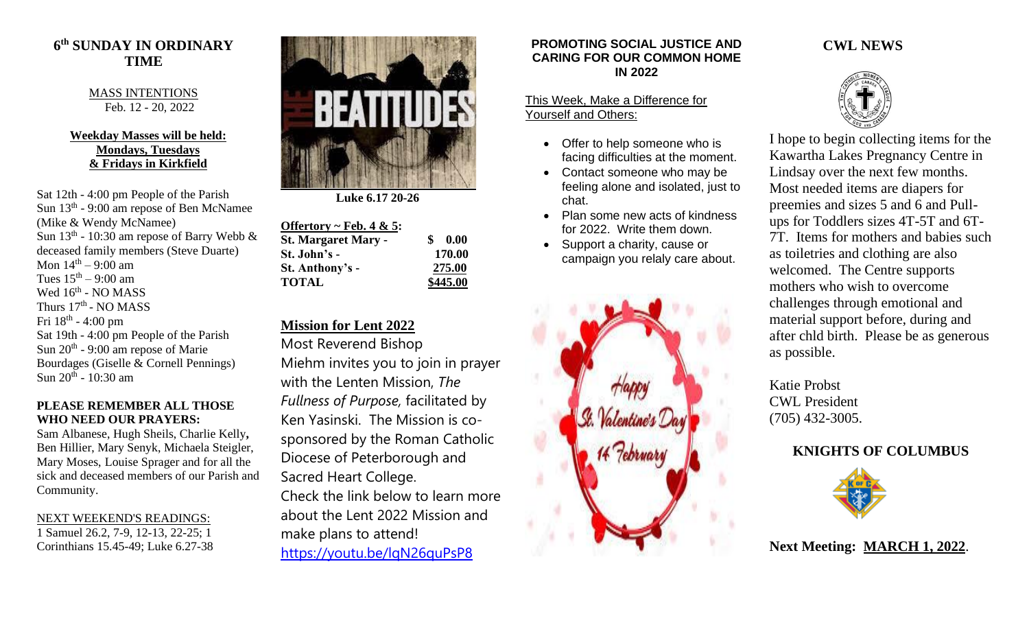## 6th SUNDAY IN ORDINARY TIME

MASS INTENTIONS
Feb. 12 - 20, 2022

**Weekday Masses will be held: Mondays, Tuesdays & Fridays in Kirkfield**

Sat 12th - 4:00 pm People of the Parish
Sun 13th - 9:00 am repose of Ben McNamee (Mike & Wendy McNamee)
Sun 13th - 10:30 am repose of Barry Webb & deceased family members (Steve Duarte)
Mon 14th – 9:00 am
Tues 15th – 9:00 am
Wed 16th - NO MASS
Thurs 17th - NO MASS
Fri 18th - 4:00 pm
Sat 19th - 4:00 pm People of the Parish
Sun 20th - 9:00 am repose of Marie Bourdages (Giselle & Cornell Pennings)
Sun 20th - 10:30 am

**PLEASE REMEMBER ALL THOSE WHO NEED OUR PRAYERS:**
Sam Albanese, Hugh Sheils, Charlie Kelly, Ben Hillier, Mary Senyk, Michaela Steigler, Mary Moses, Louise Sprager and for all the sick and deceased members of our Parish and Community.

NEXT WEEKEND'S READINGS:
1 Samuel 26.2, 7-9, 12-13, 22-25; 1 Corinthians 15.45-49; Luke 6.27-38

THE BEATITUDES

**Luke 6.17 20-26**

**Offertory ~ Feb. 4 & 5:**

| | |
|---|---|
| **St. Margaret Mary -** | **$ 0.00** |
| **St. John's -** | **170.00** |
| **St. Anthony's -** | **275.00** |
| **TOTAL** | **$445.00** |

### Mission for Lent 2022

Most Reverend Bishop Miehm invites you to join in prayer with the Lenten Mission, *The Fullness of Purpose,* facilitated by Ken Yasinski. The Mission is co-sponsored by the Roman Catholic Diocese of Peterborough and Sacred Heart College.
Check the link below to learn more about the Lent 2022 Mission and make plans to attend!
https://youtu.be/lqN26quPsP8

### PROMOTING SOCIAL JUSTICE AND CARING FOR OUR COMMON HOME IN 2022

This Week, Make a Difference for Yourself and Others:

- Offer to help someone who is facing difficulties at the moment.
- Contact someone who may be feeling alone and isolated, just to chat.
- Plan some new acts of kindness for 2022. Write them down.
- Support a charity, cause or campaign you relaly care about.

Happy St. Valentine's Day 14 February

### CWL NEWS

I hope to begin collecting items for the Kawartha Lakes Pregnancy Centre in Lindsay over the next few months. Most needed items are diapers for preemies and sizes 5 and 6 and Pull-ups for Toddlers sizes 4T-5T and 6T-7T. Items for mothers and babies such as toiletries and clothing are also welcomed. The Centre supports mothers who wish to overcome challenges through emotional and material support before, during and after chld birth. Please be as generous as possible.

Katie Probst
CWL President
(705) 432-3005.

### KNIGHTS OF COLUMBUS

**Next Meeting: MARCH 1, 2022**.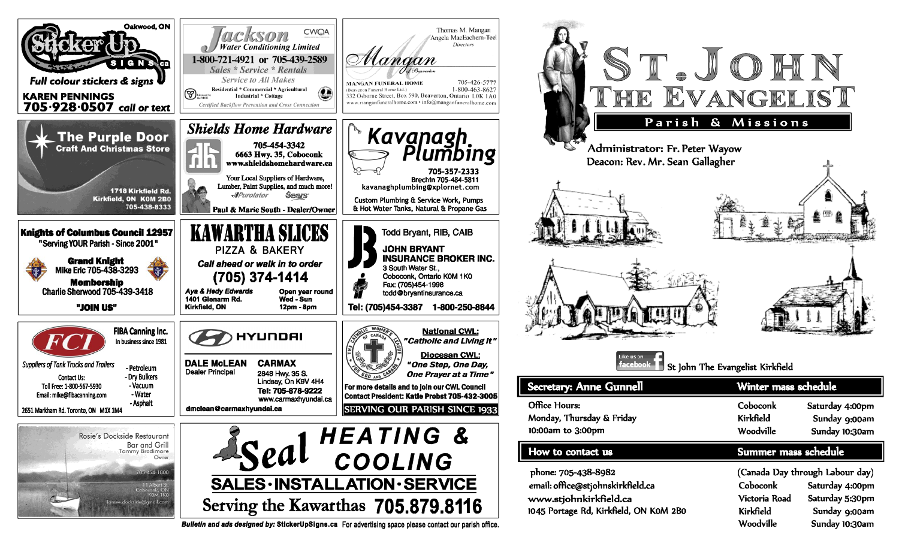Oakwood, ON

**Sticker Up SIGNS.ca**

*Full colour stickers & signs*

**KAREN PENNINGS**

**705·928·0507** *call or text*

---

**Jackson Water Conditioning Limited** CWQA

**1-800-721-4921 or 705-439-2589**

*Sales * Service * Rentals*

*Service to All Makes*

Residential * Commercial * Agricultural

Industrial * Cottage

*Certified Backflow Prevention and Cross Connection*

---

Thomas M. Mangan

Angela MacEachern-Teel

*Directors*

**Mangan** *of Beaverton*

MANGAN FUNERAL HOME 705-426-5777

(Beaverton Funeral Home Ltd.) 1-800-463-8627

332 Osborne Street, Box 590, Beaverton, Ontario L0K 1A0

www.manganfuneralhome.com • info@manganfuneralhome.com

---

**The Purple Door**

**Craft And Christmas Store**

1718 Kirkfield Rd.

Kirkfield, ON K0M 2B0

705-438-8333

---

***Shields Home Hardware***

705-454-3342

6663 Hwy. 35, Coboconk

www.shieldshomehardware.ca

Your Local Suppliers of Hardware, Lumber, Paint Supplies, and much more!

Purolator Sears

**Paul & Marie South - Dealer/Owner**

---

**Kavanagh Plumbing**

705-357-2333

Brechin 705-484-5811

kavanaghplumbing@xplornet.com

Custom Plumbing & Service Work, Pumps & Hot Water Tanks, Natural & Propane Gas

---

**Knights of Columbus Council 12957**

**"Serving YOUR Parish - Since 2001"**

**Grand Knight**

Mike Eric 705-438-3293

**Membership**

Charlie Sherwood 705-439-3418

**"JOIN US"**

---

**KAWARTHA SLICES**

PIZZA & BAKERY

*Call ahead or walk in to order*

**(705) 374-1414**

*Aya & Hedy Edwards* — *Open year round*

1401 Glenarm Rd. — Wed - Sun

Kirkfield, ON — 12pm - 8pm

---

Todd Bryant, RIB, CAIB

**JOHN BRYANT INSURANCE BROKER INC.**

3 South Water St.,

Coboconk, Ontario K0M 1K0

Fax: (705)454-1998

todd@bryantinsurance.ca

**Tel: (705)454-3387 1-800-250-8844**

---

**FCI**

**FIBA Canning Inc.**

In business since 1981

*Suppliers of Tank Trucks and Trailers*

- Petroleum
- Dry Bulkers
- Vacuum
- Water
- Asphalt

Contact Us:

Toll Free: 1-800-567-5930

Email: mike@fibacanning.com

2651 Markham Rd. Toronto, ON M1X 1M4

---

**HYUNDAI**

**DALE McLEAN** — **CARMAX**

Dealer Principal

2848 Hwy. 35 S.

Lindsay, On K9V 4H4

**Tel: 705-878-9222**

www.carmaxhyundai.ca

dmclean@carmaxhyundai.ca

---

**National CWL:**

***"Catholic and Living It"***

**Diocesan CWL:**

***"One Step, One Day, One Prayer at a Time"***

**For more details and to join our CWL Council Contact President: Katie Probst 705-432-3005**

**SERVING OUR PARISH SINCE 1933**

---

Rosie's Dockside Restaurant

Bar and Grill

Tammy Brodimore

Owner

705-454-1800

11 Albert St.

Coboconk, ON

K0M 1K0

Tamsss.dockside@gmail.com

---

**Seal HEATING & COOLING**

**SALES·INSTALLATION·SERVICE**

**Serving the Kawarthas 705.879.8116**

---

*Bulletin and ads designed by:* **StickerUpSigns.ca** For advertising space please contact our parish office.

---

# ST. JOHN THE EVANGELIST

## Parish & Missions

Administrator: Fr. Peter Wayow

Deacon: Rev. Mr. Sean Gallagher

Like us on facebook — St John The Evangelist Kirkfield

### Secretary: Anne Gunnell

Office Hours:

Monday, Thursday & Friday

10:00am to 3:00pm

### How to contact us

phone: 705-438-8982

email: office@stjohnskirkfield.ca

www.stjohnkirkfield.ca

1045 Portage Rd, Kirkfield, ON K0M 2B0

### Winter mass schedule

| | |
|---|---|
| Coboconk | Saturday 4:00pm |
| Kirkfield | Sunday 9:00am |
| Woodville | Sunday 10:30am |

### Summer mass schedule

(Canada Day through Labour day)

| | |
|---|---|
| Coboconk | Saturday 4:00pm |
| Victoria Road | Saturday 5:30pm |
| Kirkfield | Sunday 9:00am |
| Woodville | Sunday 10:30am |